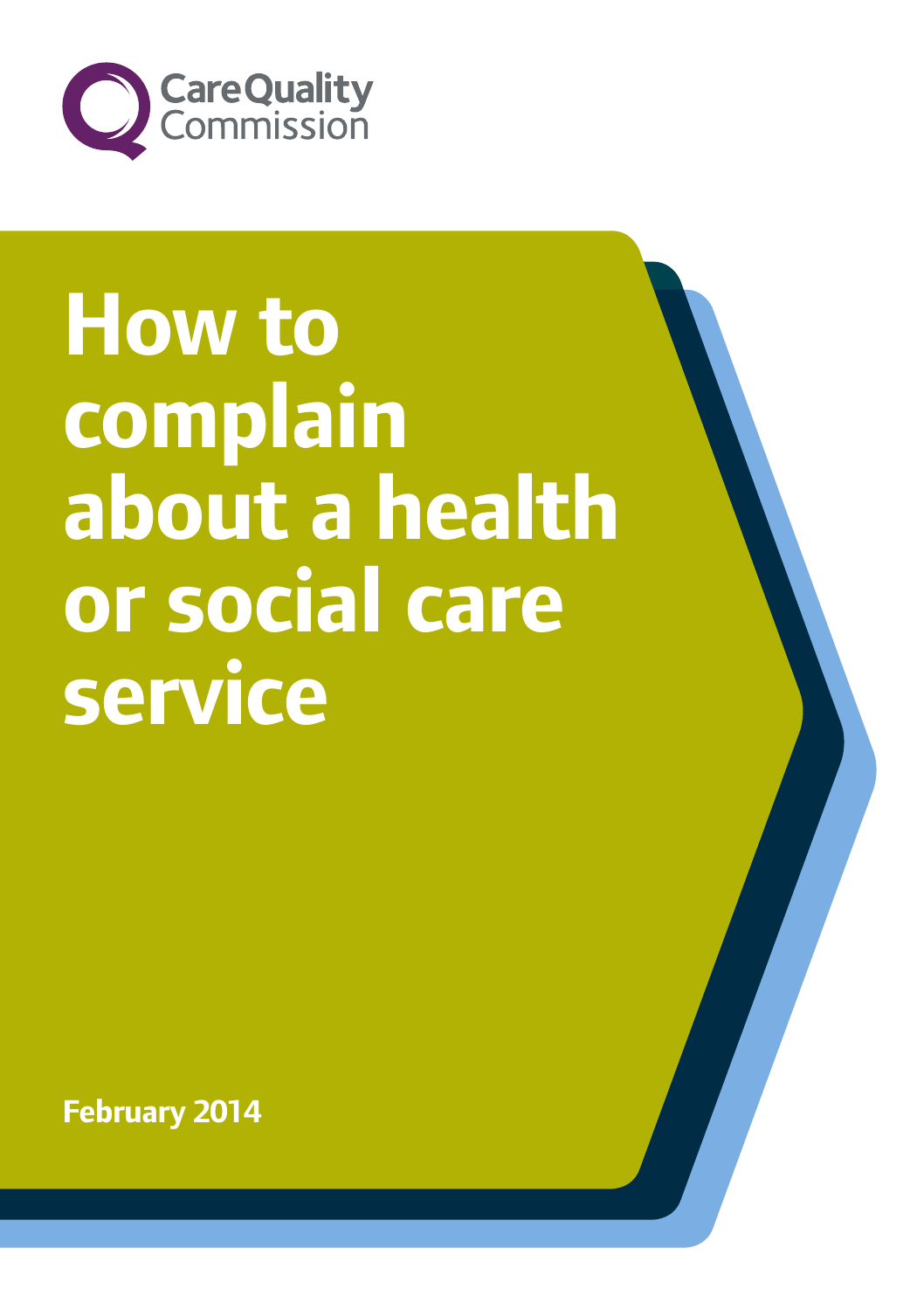Care Quality Commission

# How to complain about a health or social care service

February 2014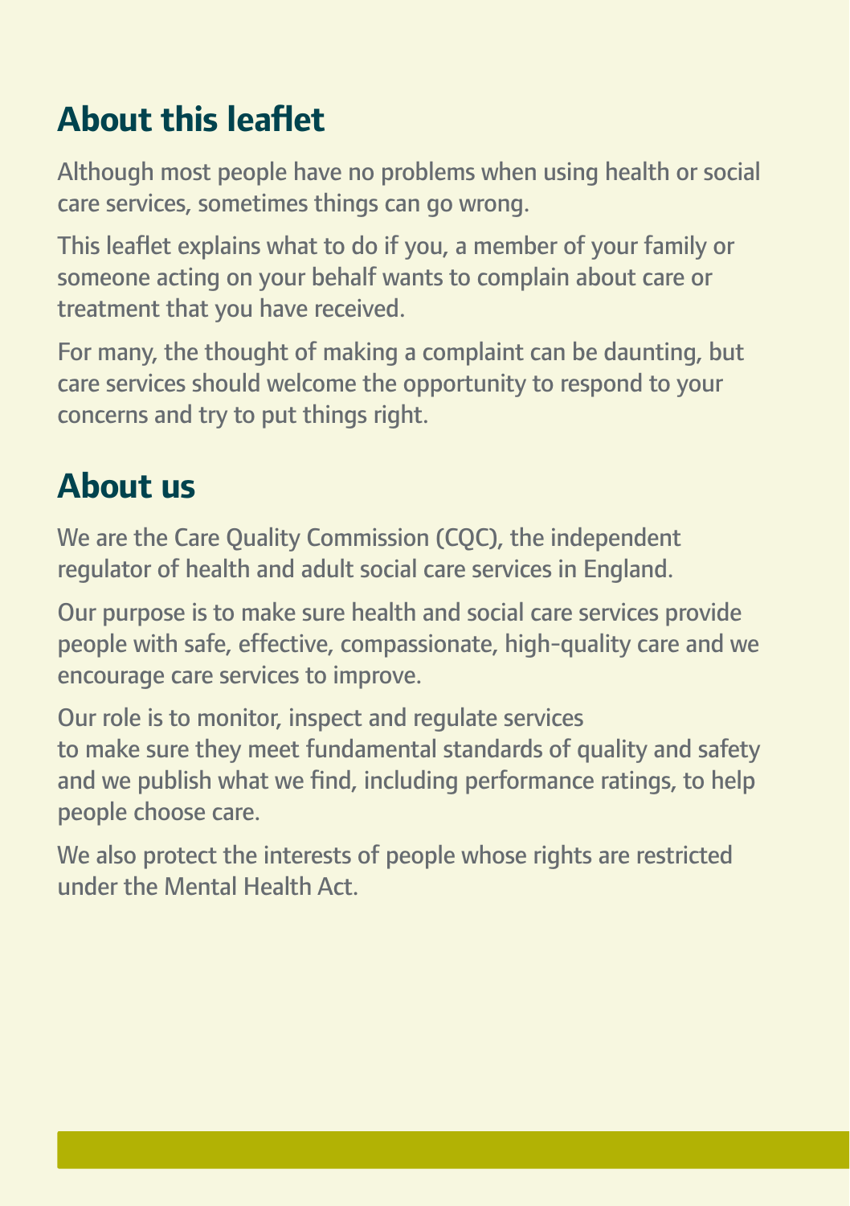## About this leaflet

Although most people have no problems when using health or social care services, sometimes things can go wrong.

This leaflet explains what to do if you, a member of your family or someone acting on your behalf wants to complain about care or treatment that you have received.

For many, the thought of making a complaint can be daunting, but care services should welcome the opportunity to respond to your concerns and try to put things right.

## About us

We are the Care Quality Commission (CQC), the independent regulator of health and adult social care services in England.

Our purpose is to make sure health and social care services provide people with safe, effective, compassionate, high-quality care and we encourage care services to improve.

Our role is to monitor, inspect and regulate services to make sure they meet fundamental standards of quality and safety and we publish what we find, including performance ratings, to help people choose care.

We also protect the interests of people whose rights are restricted under the Mental Health Act.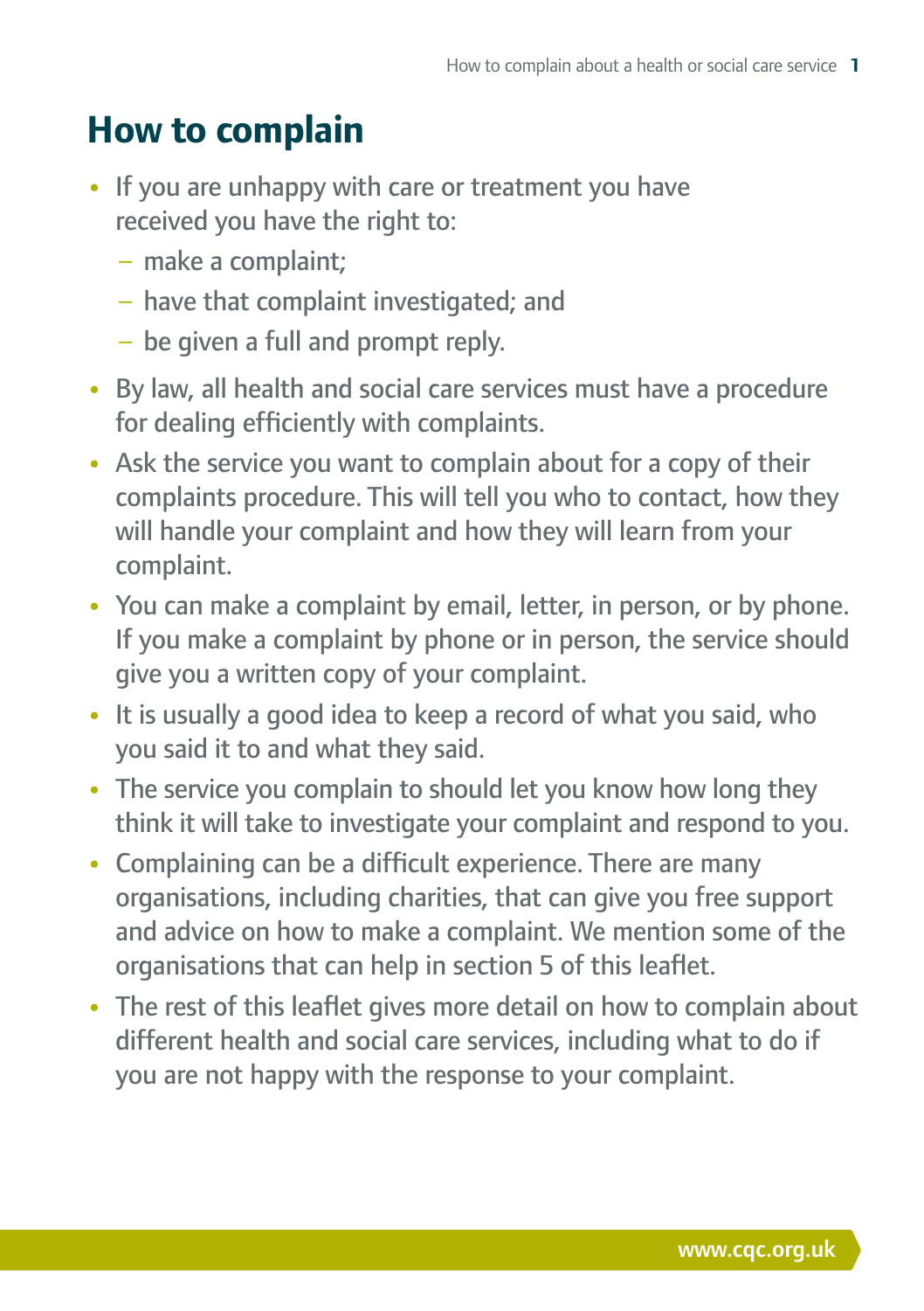# How to complain

- If you are unhappy with care or treatment you have received you have the right to:
  - make a complaint;
  - have that complaint investigated; and
  - be given a full and prompt reply.
- By law, all health and social care services must have a procedure for dealing efficiently with complaints.
- Ask the service you want to complain about for a copy of their complaints procedure. This will tell you who to contact, how they will handle your complaint and how they will learn from your complaint.
- You can make a complaint by email, letter, in person, or by phone. If you make a complaint by phone or in person, the service should give you a written copy of your complaint.
- It is usually a good idea to keep a record of what you said, who you said it to and what they said.
- The service you complain to should let you know how long they think it will take to investigate your complaint and respond to you.
- Complaining can be a difficult experience. There are many organisations, including charities, that can give you free support and advice on how to make a complaint. We mention some of the organisations that can help in section 5 of this leaflet.
- The rest of this leaflet gives more detail on how to complain about different health and social care services, including what to do if you are not happy with the response to your complaint.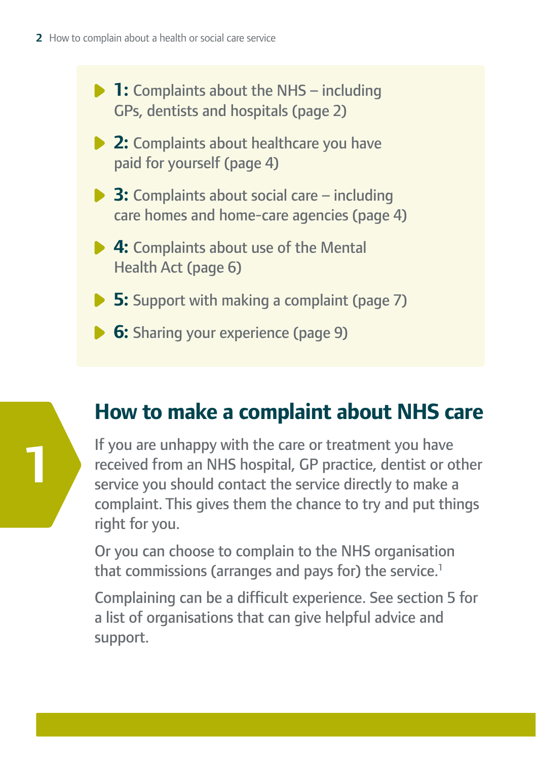- **1:** Complaints about the NHS – including GPs, dentists and hospitals (page 2)
- **2:** Complaints about healthcare you have paid for yourself (page 4)
- **3:** Complaints about social care – including care homes and home-care agencies (page 4)
- **4:** Complaints about use of the Mental Health Act (page 6)
- **5:** Support with making a complaint (page 7)
- **6:** Sharing your experience (page 9)

## 1 How to make a complaint about NHS care

If you are unhappy with the care or treatment you have received from an NHS hospital, GP practice, dentist or other service you should contact the service directly to make a complaint. This gives them the chance to try and put things right for you.

Or you can choose to complain to the NHS organisation that commissions (arranges and pays for) the service.[1]

Complaining can be a difficult experience. See section 5 for a list of organisations that can give helpful advice and support.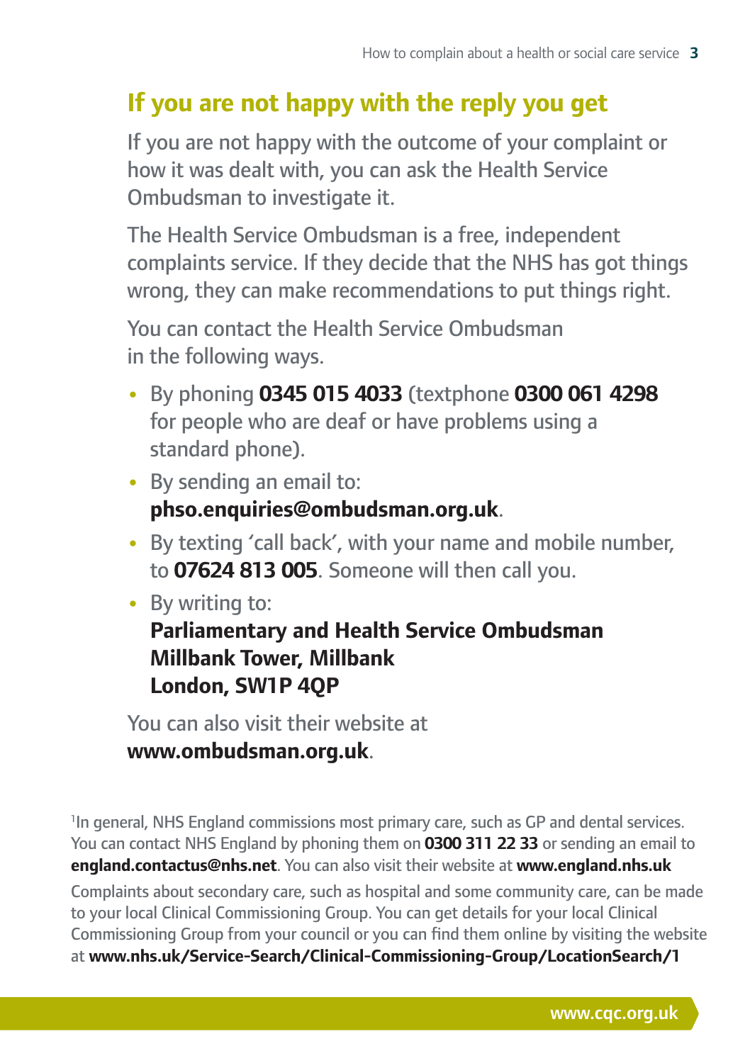## If you are not happy with the reply you get

If you are not happy with the outcome of your complaint or how it was dealt with, you can ask the Health Service Ombudsman to investigate it.

The Health Service Ombudsman is a free, independent complaints service. If they decide that the NHS has got things wrong, they can make recommendations to put things right.

You can contact the Health Service Ombudsman in the following ways.

- By phoning **0345 015 4033** (textphone **0300 061 4298** for people who are deaf or have problems using a standard phone).
- By sending an email to: **phso.enquiries@ombudsman.org.uk**.
- By texting 'call back', with your name and mobile number, to **07624 813 005**. Someone will then call you.
- By writing to:
  **Parliamentary and Health Service Ombudsman**
  **Millbank Tower, Millbank**
  **London, SW1P 4QP**

You can also visit their website at **www.ombudsman.org.uk**.

[1]In general, NHS England commissions most primary care, such as GP and dental services. You can contact NHS England by phoning them on **0300 311 22 33** or sending an email to **england.contactus@nhs.net**. You can also visit their website at **www.england.nhs.uk**

Complaints about secondary care, such as hospital and some community care, can be made to your local Clinical Commissioning Group. You can get details for your local Clinical Commissioning Group from your council or you can find them online by visiting the website at **www.nhs.uk/Service-Search/Clinical-Commissioning-Group/LocationSearch/1**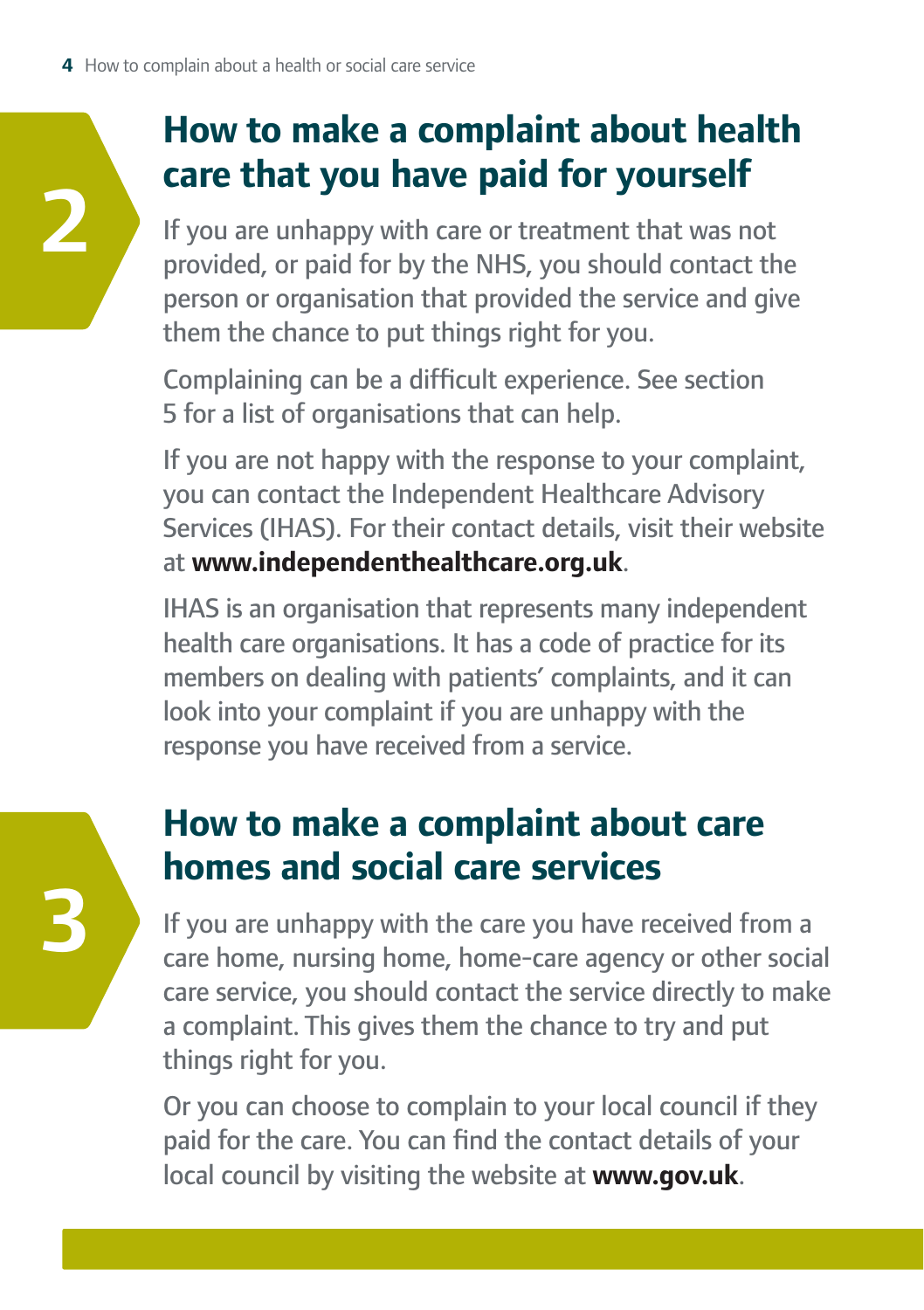## 2 How to make a complaint about health care that you have paid for yourself

If you are unhappy with care or treatment that was not provided, or paid for by the NHS, you should contact the person or organisation that provided the service and give them the chance to put things right for you.

Complaining can be a difficult experience. See section 5 for a list of organisations that can help.

If you are not happy with the response to your complaint, you can contact the Independent Healthcare Advisory Services (IHAS). For their contact details, visit their website at **www.independenthealthcare.org.uk**.

IHAS is an organisation that represents many independent health care organisations. It has a code of practice for its members on dealing with patients' complaints, and it can look into your complaint if you are unhappy with the response you have received from a service.

## 3 How to make a complaint about care homes and social care services

If you are unhappy with the care you have received from a care home, nursing home, home-care agency or other social care service, you should contact the service directly to make a complaint. This gives them the chance to try and put things right for you.

Or you can choose to complain to your local council if they paid for the care. You can find the contact details of your local council by visiting the website at **www.gov.uk**.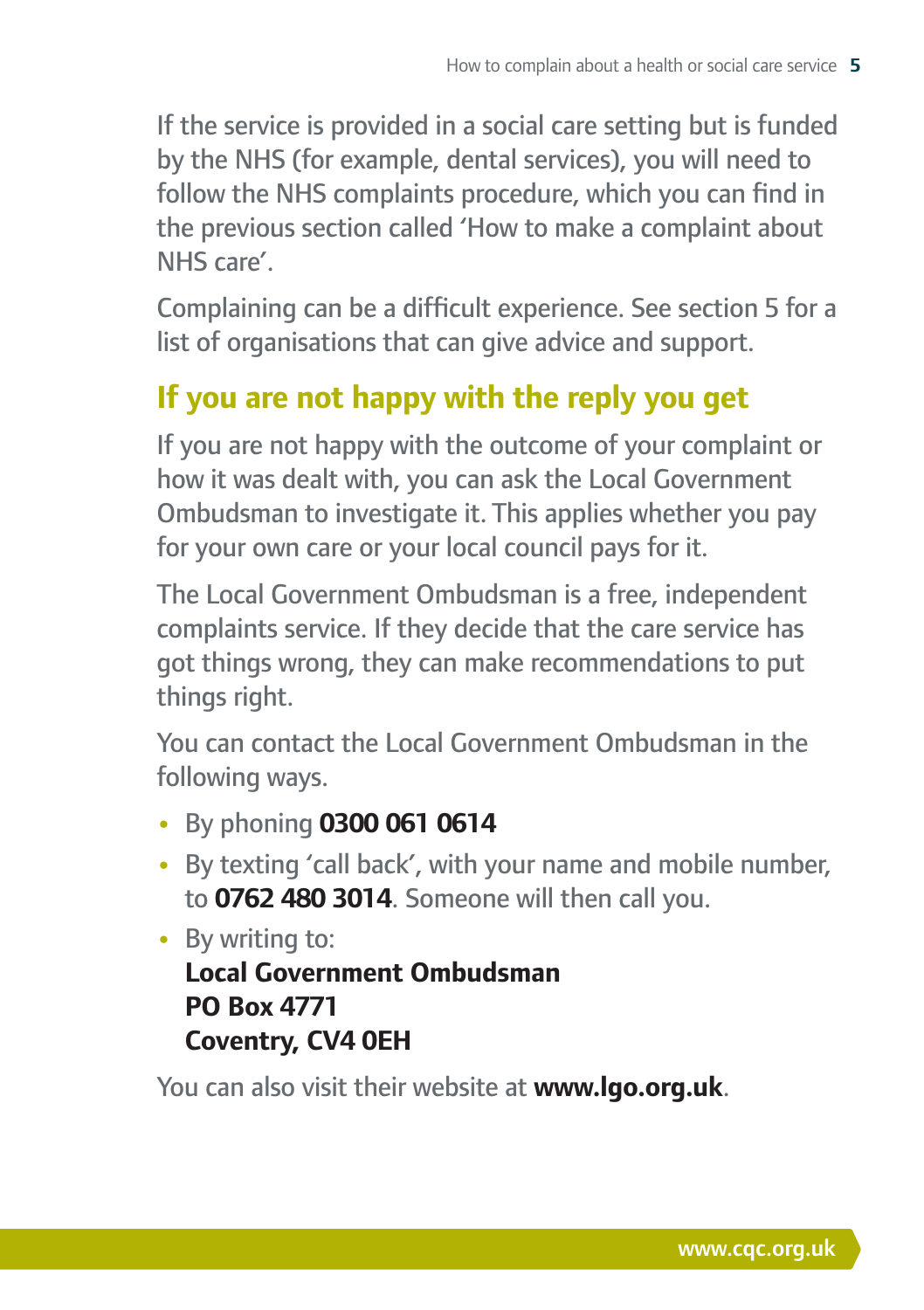If the service is provided in a social care setting but is funded by the NHS (for example, dental services), you will need to follow the NHS complaints procedure, which you can find in the previous section called 'How to make a complaint about NHS care'.

Complaining can be a difficult experience. See section 5 for a list of organisations that can give advice and support.

## If you are not happy with the reply you get

If you are not happy with the outcome of your complaint or how it was dealt with, you can ask the Local Government Ombudsman to investigate it. This applies whether you pay for your own care or your local council pays for it.

The Local Government Ombudsman is a free, independent complaints service. If they decide that the care service has got things wrong, they can make recommendations to put things right.

You can contact the Local Government Ombudsman in the following ways.

- By phoning **0300 061 0614**
- By texting 'call back', with your name and mobile number, to **0762 480 3014**. Someone will then call you.
- By writing to:
  **Local Government Ombudsman**
  **PO Box 4771**
  **Coventry, CV4 0EH**

You can also visit their website at **www.lgo.org.uk**.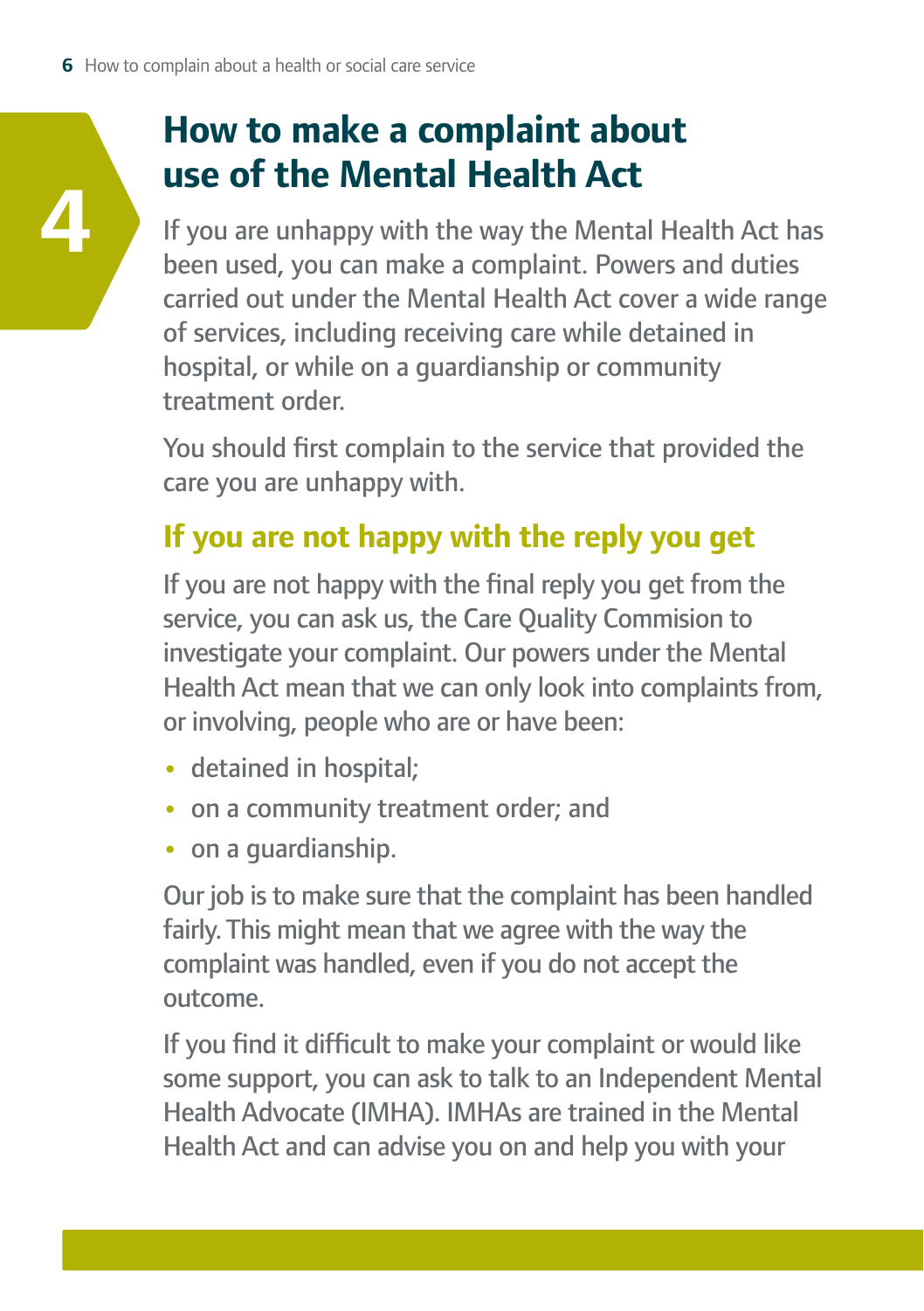4

# How to make a complaint about use of the Mental Health Act

If you are unhappy with the way the Mental Health Act has been used, you can make a complaint. Powers and duties carried out under the Mental Health Act cover a wide range of services, including receiving care while detained in hospital, or while on a guardianship or community treatment order.

You should first complain to the service that provided the care you are unhappy with.

## If you are not happy with the reply you get

If you are not happy with the final reply you get from the service, you can ask us, the Care Quality Commision to investigate your complaint. Our powers under the Mental Health Act mean that we can only look into complaints from, or involving, people who are or have been:

- detained in hospital;
- on a community treatment order; and
- on a guardianship.

Our job is to make sure that the complaint has been handled fairly. This might mean that we agree with the way the complaint was handled, even if you do not accept the outcome.

If you find it difficult to make your complaint or would like some support, you can ask to talk to an Independent Mental Health Advocate (IMHA). IMHAs are trained in the Mental Health Act and can advise you on and help you with your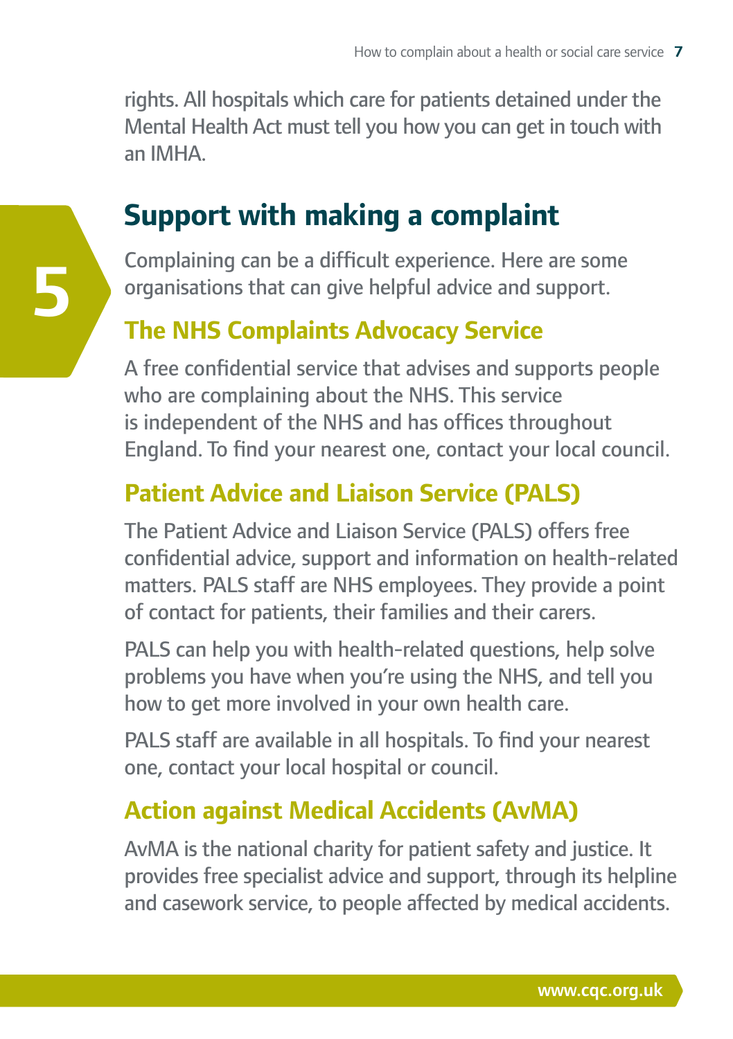rights. All hospitals which care for patients detained under the Mental Health Act must tell you how you can get in touch with an IMHA.

# 5 Support with making a complaint

Complaining can be a difficult experience. Here are some organisations that can give helpful advice and support.

## The NHS Complaints Advocacy Service

A free confidential service that advises and supports people who are complaining about the NHS. This service is independent of the NHS and has offices throughout England. To find your nearest one, contact your local council.

## Patient Advice and Liaison Service (PALS)

The Patient Advice and Liaison Service (PALS) offers free confidential advice, support and information on health-related matters. PALS staff are NHS employees. They provide a point of contact for patients, their families and their carers.

PALS can help you with health-related questions, help solve problems you have when you're using the NHS, and tell you how to get more involved in your own health care.

PALS staff are available in all hospitals. To find your nearest one, contact your local hospital or council.

## Action against Medical Accidents (AvMA)

AvMA is the national charity for patient safety and justice. It provides free specialist advice and support, through its helpline and casework service, to people affected by medical accidents.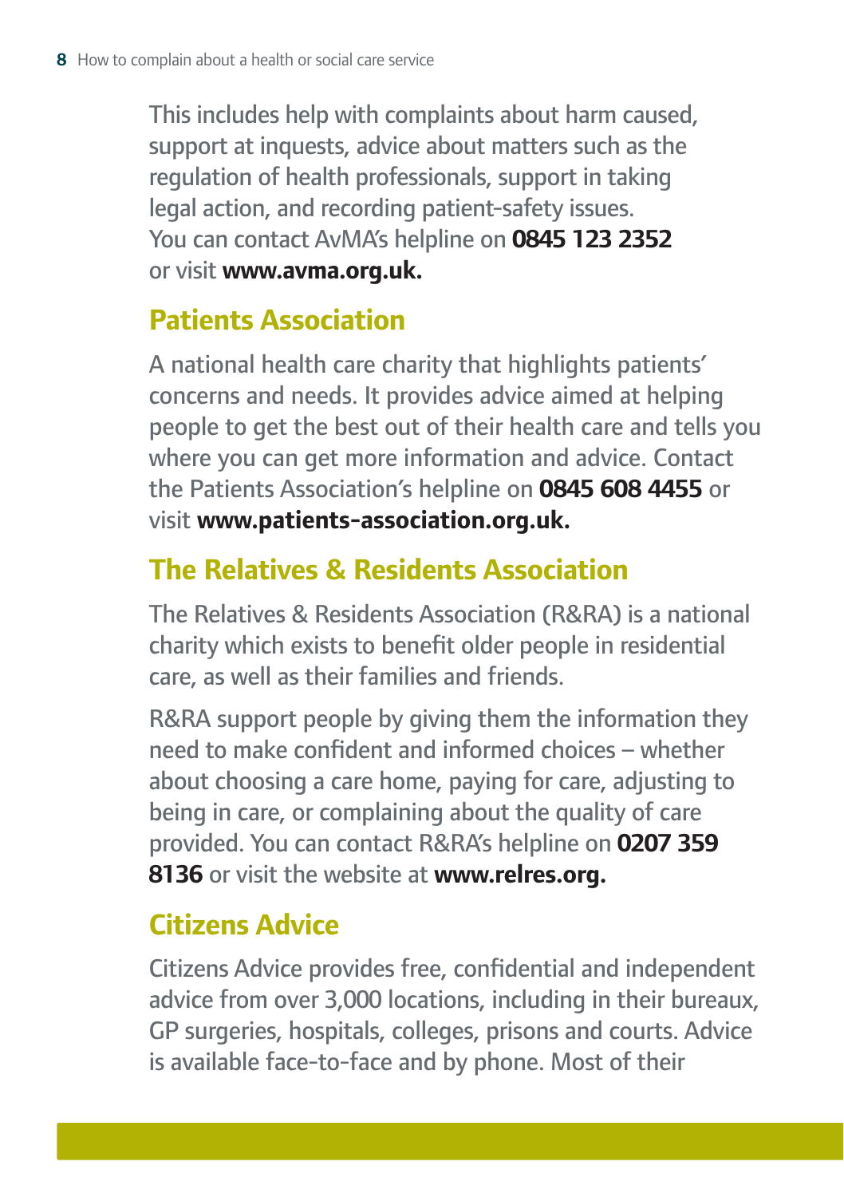This includes help with complaints about harm caused, support at inquests, advice about matters such as the regulation of health professionals, support in taking legal action, and recording patient-safety issues. You can contact AvMA's helpline on **0845 123 2352** or visit **www.avma.org.uk.**

## Patients Association

A national health care charity that highlights patients' concerns and needs. It provides advice aimed at helping people to get the best out of their health care and tells you where you can get more information and advice. Contact the Patients Association's helpline on **0845 608 4455** or visit **www.patients-association.org.uk.**

## The Relatives & Residents Association

The Relatives & Residents Association (R&RA) is a national charity which exists to benefit older people in residential care, as well as their families and friends.

R&RA support people by giving them the information they need to make confident and informed choices – whether about choosing a care home, paying for care, adjusting to being in care, or complaining about the quality of care provided. You can contact R&RA's helpline on **0207 359 8136** or visit the website at **www.relres.org.**

## Citizens Advice

Citizens Advice provides free, confidential and independent advice from over 3,000 locations, including in their bureaux, GP surgeries, hospitals, colleges, prisons and courts. Advice is available face-to-face and by phone. Most of their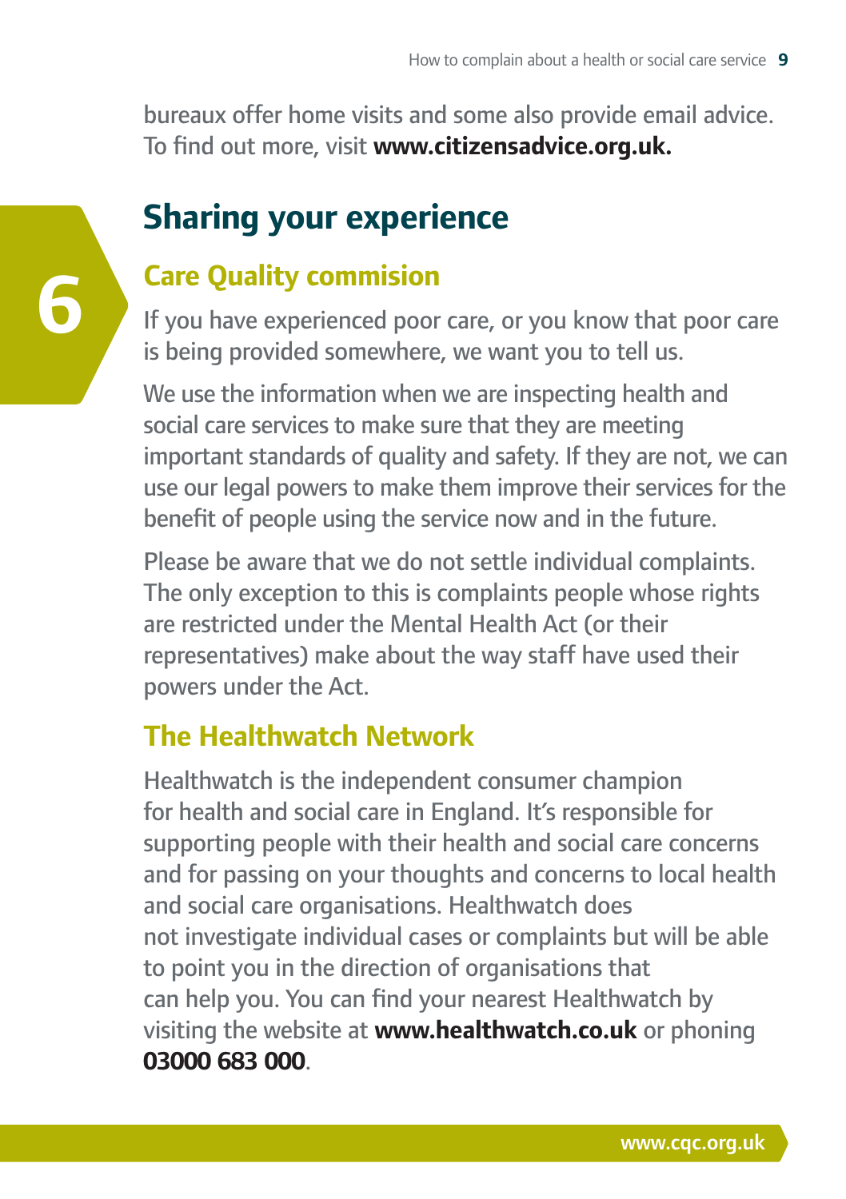bureaux offer home visits and some also provide email advice. To find out more, visit **www.citizensadvice.org.uk.**

6

## Sharing your experience

### Care Quality commision

If you have experienced poor care, or you know that poor care is being provided somewhere, we want you to tell us.

We use the information when we are inspecting health and social care services to make sure that they are meeting important standards of quality and safety. If they are not, we can use our legal powers to make them improve their services for the benefit of people using the service now and in the future.

Please be aware that we do not settle individual complaints. The only exception to this is complaints people whose rights are restricted under the Mental Health Act (or their representatives) make about the way staff have used their powers under the Act.

### The Healthwatch Network

Healthwatch is the independent consumer champion for health and social care in England. It's responsible for supporting people with their health and social care concerns and for passing on your thoughts and concerns to local health and social care organisations. Healthwatch does not investigate individual cases or complaints but will be able to point you in the direction of organisations that can help you. You can find your nearest Healthwatch by visiting the website at **www.healthwatch.co.uk** or phoning **03000 683 000**.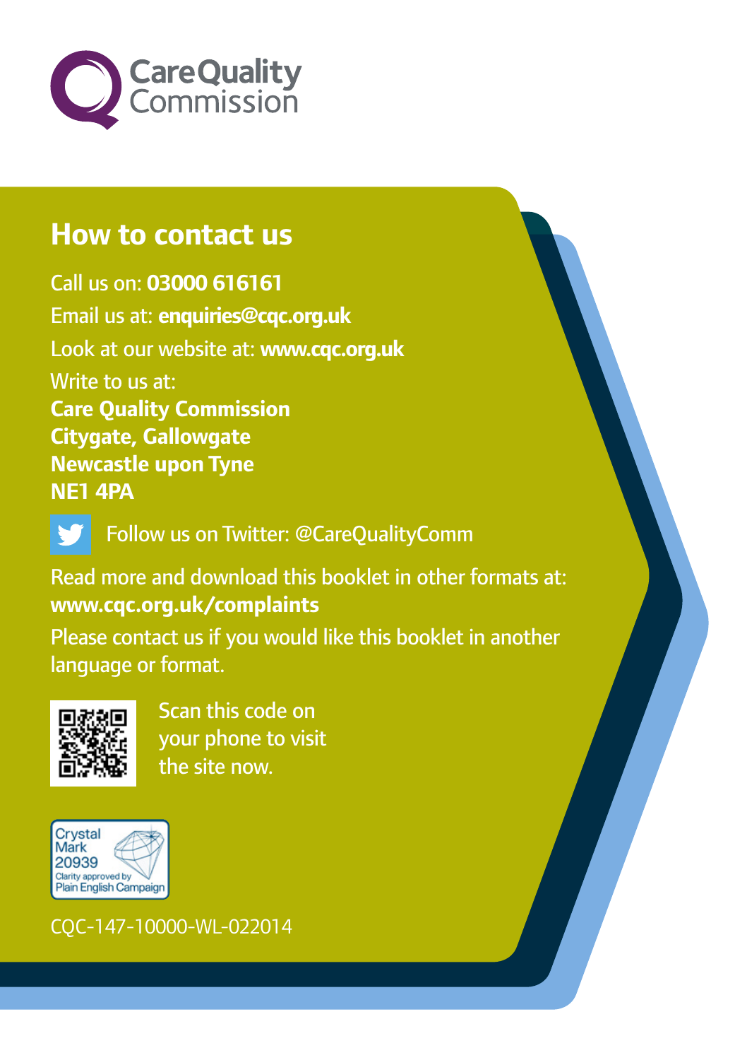Care Quality Commission

## How to contact us

Call us on: **03000 616161**

Email us at: **enquiries@cqc.org.uk**

Look at our website at: **www.cqc.org.uk**

Write to us at:
**Care Quality Commission**
**Citygate, Gallowgate**
**Newcastle upon Tyne**
**NE1 4PA**

Follow us on Twitter: @CareQualityComm

Read more and download this booklet in other formats at:
**www.cqc.org.uk/complaints**

Please contact us if you would like this booklet in another language or format.

Scan this code on your phone to visit the site now.

Crystal Mark 20939
Clarity approved by Plain English Campaign

CQC-147-10000-WL-022014